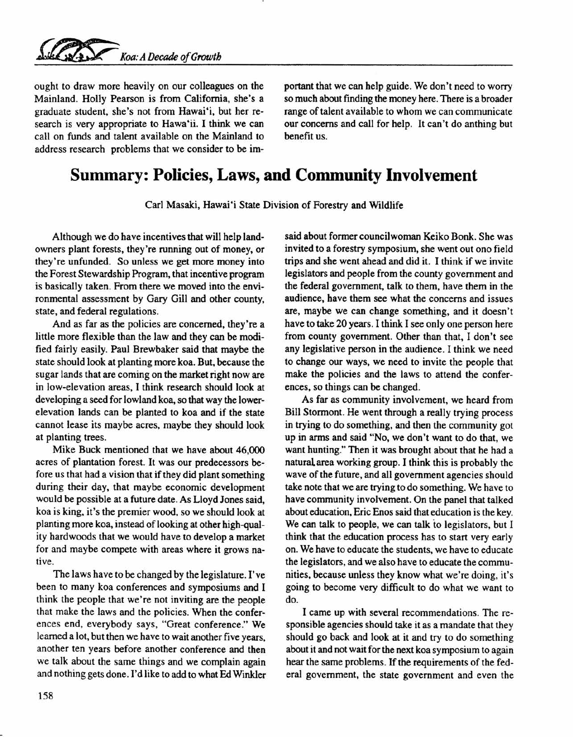ought to draw more heavily on our colleagues on the Mainland. Holly Pearson is from California, she's a graduate student, she's not from Hawai'i, but her research is very appropriate to Hawa'ii. I think we can call on funds and talent available on the Mainland to address research problems that we consider to be important that we can help guide. We don't need to worry so much about finding the money here. There is a broader range of talent available to whom we can communicate our concerns and call for help. It can't do anthing but benefit us.

# Summary: Policies, Laws, and Community Involvement

Carl Masaki, Hawai'i State Division of Forestry and Wildlife

Although we do have incentives that will help landowners plant forests, they're running out of money, or they're unfunded. So unless we get more money into the Forest Stewardship Program, that incentive program is basically taken. From there we moved into the environmental assessment by Gary Gill and other county, state, and federal regulations.

And as far as the policies are concerned, they're a little more flexible than the law and they can be modified fairly easily. Paul Brewbaker said that maybe the state should look at planting more koa. But, because the sugar lands that are coming on the market right now are in low-elevation areas, I think research should look at developing a seed for lowland koa, so that way the lower-elevation lands can be planted to koa and if the state cannot lease its maybe acres, maybe they should look at planting trees.

Mike Buck mentioned that we have about 46,000 acres of plantation forest. It was our predecessors before us that had a vision that if they did plant something during their day, that maybe economic development would be possible at a future date. As Lloyd Jones said, koa is king, it's the premier wood, so we should look at planting more koa, instead of looking at other high-quality hardwoods that we would have to develop a market for and maybe compete with areas where it grows native.

The laws have to be changed by the legislature. I've been to many koa conferences and symposiums and I think the people that we're not inviting are the people that make the laws and the policies. When the conferences end, everybody says, "Great conference." We learned a lot, but then we have to wait another five years, another ten years before another conference and then we talk about the same things and we complain again and nothing gets done. I'd like to add to what Ed Winkler said about former councilwoman Keiko Bonk. She was invited to a forestry symposium, she went out ono field trips and she went ahead and did it. I think if we invite legislators and people from the county government and the federal government, talk to them, have them in the audience, have them see what the concerns and issues are, maybe we can change something, and it doesn't have to take 20 years. I think I see only one person here from county government. Other than that, I don't see any legislative person in the audience. I think we need to change our ways, we need to invite the people that make the policies and the laws to attend the conferences, so things can be changed.

As far as community involvement, we heard from Bill Stormont. He went through a really trying process in trying to do something, and then the community got up in arms and said "No, we don't want to do that, we want hunting." Then it was brought about that he had a natural area working group. I think this is probably the wave of the future, and all government agencies should take note that we are trying to do something. We have to have community involvement. On the panel that talked about education, Eric Enos said that education is the key. We can talk to people, we can talk to legislators, but I think that the education process has to start very early on. We have to educate the students, we have to educate the legislators, and we also have to educate the communities, because unless they know what we're doing, it's going to become very difficult to do what we want to do.

I came up with several recommendations. The responsible agencies should take it as a mandate that they should go back and look at it and try to do something about it and not wait for the next koa symposium to again hear the same problems. If the requirements of the federal government, the state government and even the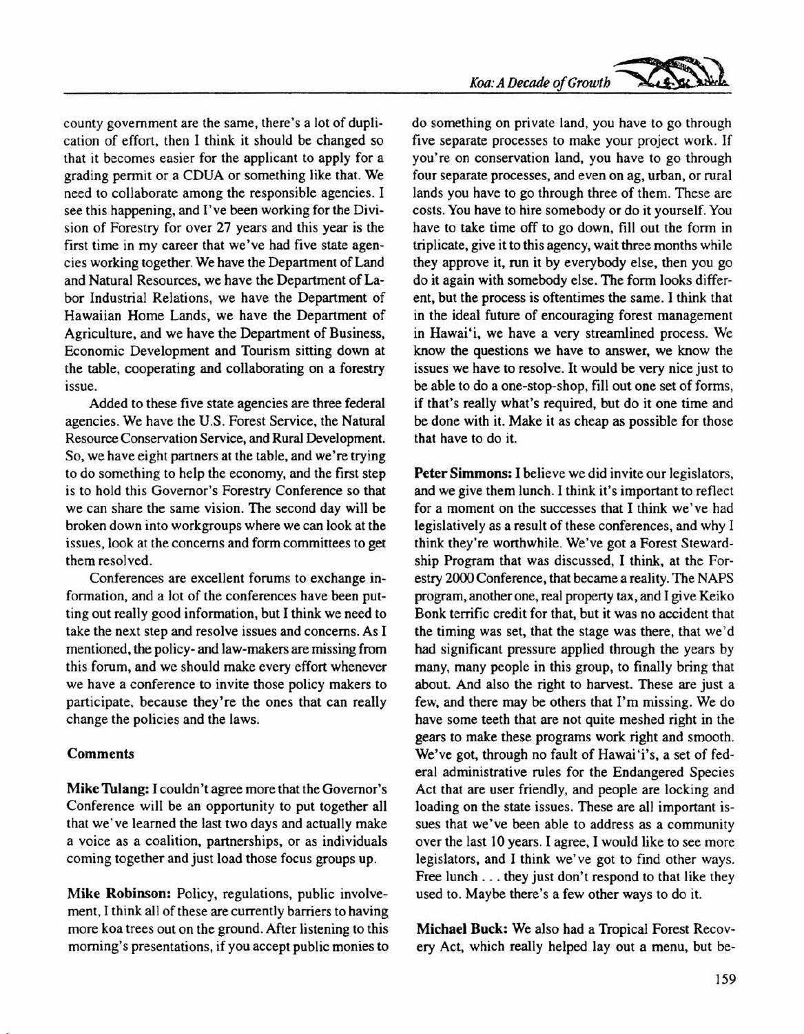county government are the same, there's a lot of duplication of effort, then I think it should be changed so that it becomes easier for the applicant to apply for a grading permit or a CDUA or something like that. We need to collaborate among the responsible agencies. I see this happening, and I've been working for the Division of Forestry for over 27 years and this year is the first time in my career that we've had five state agencies working together. We have the Department of Land and Natural Resources, we have the Department of Labor Industrial Relations, we have the Department of Hawaiian Home Lands, we have the Department of Agriculture, and we have the Department of Business, Economic Development and Tourism sitting down at the table, cooperating and collaborating on a forestry issue.

Added to these five state agencies are three federal agencies. We have the U.S. Forest Service, the Natural Resource Conservation Service, and Rural Development. So, we have eight partners at the table, and we're trying to do something to help the economy, and the first step is to hold this Governor's Forestry Conference so that we can share the same vision. The second day will be broken down into workgroups where we can look at the issues, look at the concerns and form committees to get them resolved.

Conferences are excellent forums to exchange information, and a lot of the conferences have been putting out really good information, but I think we need to take the next step and resolve issues and concerns. As I mentioned, the policy- and law-makers are missing from this forum, and we should make every effort whenever we have a conference to invite those policy makers to participate, because they're the ones that can really change the policies and the laws.

### Comments

**Mike Tulang:** I couldn't agree more that the Governor's Conference will be an opportunity to put together all that we've learned the last two days and actually make a voice as a coalition, partnerships, or as individuals coming together and just load those focus groups up.

**Mike Robinson:** Policy, regulations, public involvement, I think all of these are currently barriers to having more koa trees out on the ground. After listening to this morning's presentations, if you accept public monies to do something on private land, you have to go through five separate processes to make your project work. If you're on conservation land, you have to go through four separate processes, and even on ag, urban, or rural lands you have to go through three of them. These are costs. You have to hire somebody or do it yourself. You have to take time off to go down, fill out the form in triplicate, give it to this agency, wait three months while they approve it, run it by everybody else, then you go do it again with somebody else. The form looks different, but the process is oftentimes the same. I think that in the ideal future of encouraging forest management in Hawai'i, we have a very streamlined process. We know the questions we have to answer, we know the issues we have to resolve. It would be very nice just to be able to do a one-stop-shop, fill out one set of forms, if that's really what's required, but do it one time and be done with it. Make it as cheap as possible for those that have to do it.

**Peter Simmons:** I believe we did invite our legislators, and we give them lunch. I think it's important to reflect for a moment on the successes that I think we've had legislatively as a result of these conferences, and why I think they're worthwhile. We've got a Forest Stewardship Program that was discussed, I think, at the Forestry 2000 Conference, that became a reality. The NAPS program, another one, real property tax, and I give Keiko Bonk terrific credit for that, but it was no accident that the timing was set, that the stage was there, that we'd had significant pressure applied through the years by many, many people in this group, to finally bring that about. And also the right to harvest. These are just a few, and there may be others that I'm missing. We do have some teeth that are not quite meshed right in the gears to make these programs work right and smooth. We've got, through no fault of Hawai'i's, a set of federal administrative rules for the Endangered Species Act that are user friendly, and people are locking and loading on the state issues. These are all important issues that we've been able to address as a community over the last 10 years. I agree, I would like to see more legislators, and I think we've got to find other ways. Free lunch . . . they just don't respond to that like they used to. Maybe there's a few other ways to do it.

**Michael Buck:** We also had a Tropical Forest Recovery Act, which really helped lay out a menu, but be-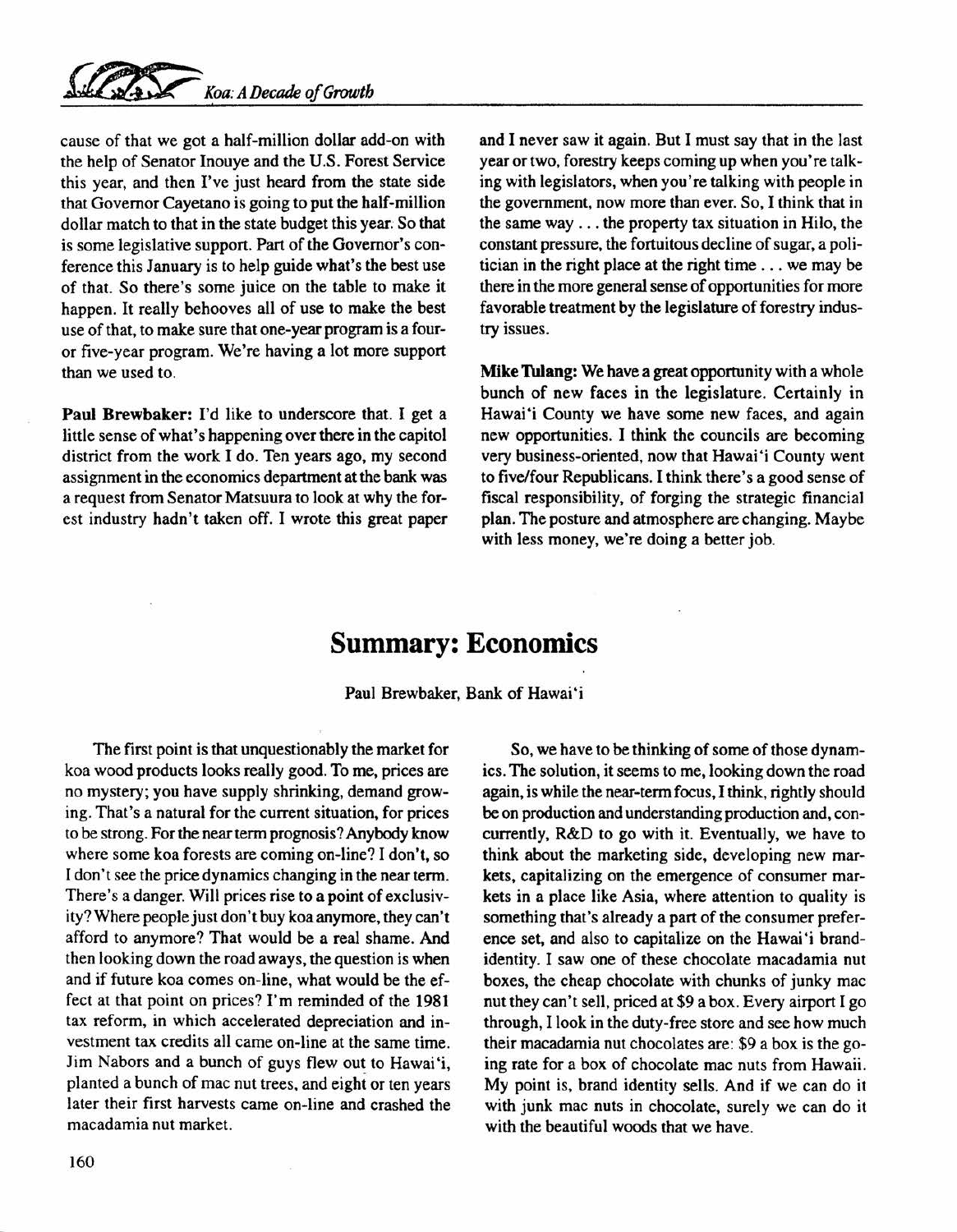cause of that we got a half-million dollar add-on with the help of Senator Inouye and the U.S. Forest Service this year, and then I've just heard from the state side that Governor Cayetano is going to put the half-million dollar match to that in the state budget this year. So that is some legislative support. Part of the Governor's conference this January is to help guide what's the best use of that. So there's some juice on the table to make it happen. It really behooves all of use to make the best use of that, to make sure that one-year program is a four- or five-year program. We're having a lot more support than we used to.

**Paul Brewbaker:** I'd like to underscore that. I get a little sense of what's happening over there in the capitol district from the work I do. Ten years ago, my second assignment in the economics department at the bank was a request from Senator Matsuura to look at why the forest industry hadn't taken off. I wrote this great paper and I never saw it again. But I must say that in the last year or two, forestry keeps coming up when you're talking with legislators, when you're talking with people in the government, now more than ever. So, I think that in the same way . . . the property tax situation in Hilo, the constant pressure, the fortuitous decline of sugar, a politician in the right place at the right time . . . we may be there in the more general sense of opportunities for more favorable treatment by the legislature of forestry industry issues.

**Mike Tulang:** We have a great opportunity with a whole bunch of new faces in the legislature. Certainly in Hawai'i County we have some new faces, and again new opportunities. I think the councils are becoming very business-oriented, now that Hawai'i County went to five/four Republicans. I think there's a good sense of fiscal responsibility, of forging the strategic financial plan. The posture and atmosphere are changing. Maybe with less money, we're doing a better job.

# Summary: Economics

Paul Brewbaker, Bank of Hawai'i

The first point is that unquestionably the market for koa wood products looks really good. To me, prices are no mystery; you have supply shrinking, demand growing. That's a natural for the current situation, for prices to be strong. For the near term prognosis? Anybody know where some koa forests are coming on-line? I don't, so I don't see the price dynamics changing in the near term. There's a danger. Will prices rise to a point of exclusivity? Where people just don't buy koa anymore, they can't afford to anymore? That would be a real shame. And then looking down the road aways, the question is when and if future koa comes on-line, what would be the effect at that point on prices? I'm reminded of the 1981 tax reform, in which accelerated depreciation and investment tax credits all came on-line at the same time. Jim Nabors and a bunch of guys flew out to Hawai'i, planted a bunch of mac nut trees, and eight or ten years later their first harvests came on-line and crashed the macadamia nut market.

So, we have to be thinking of some of those dynamics. The solution, it seems to me, looking down the road again, is while the near-term focus, I think, rightly should be on production and understanding production and, concurrently, R&D to go with it. Eventually, we have to think about the marketing side, developing new markets, capitalizing on the emergence of consumer markets in a place like Asia, where attention to quality is something that's already a part of the consumer preference set, and also to capitalize on the Hawai'i brand-identity. I saw one of these chocolate macadamia nut boxes, the cheap chocolate with chunks of junky mac nut they can't sell, priced at $9 a box. Every airport I go through, I look in the duty-free store and see how much their macadamia nut chocolates are: $9 a box is the going rate for a box of chocolate mac nuts from Hawaii. My point is, brand identity sells. And if we can do it with junk mac nuts in chocolate, surely we can do it with the beautiful woods that we have.